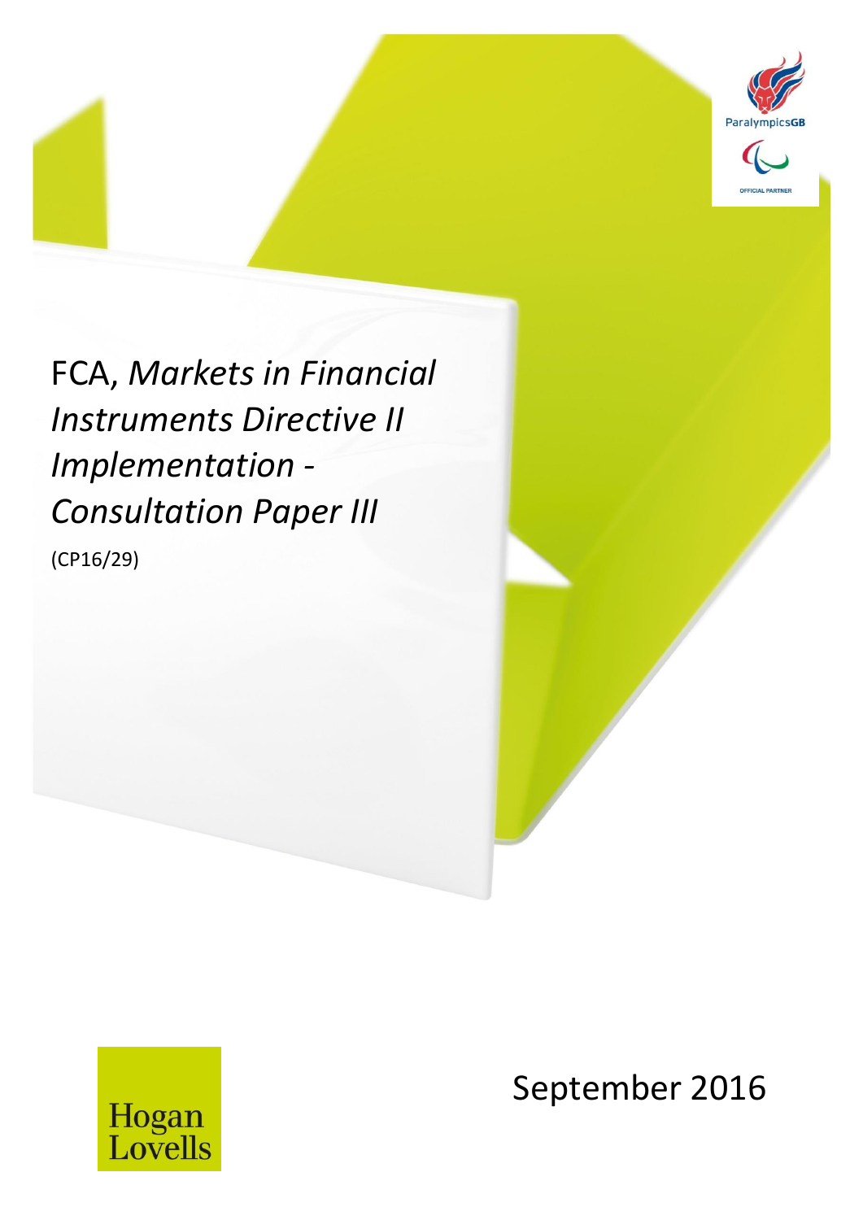# FCA, *Markets in Financial Instruments Directive II Implementation - Consultation Paper III*

(CP16/29)

September 2016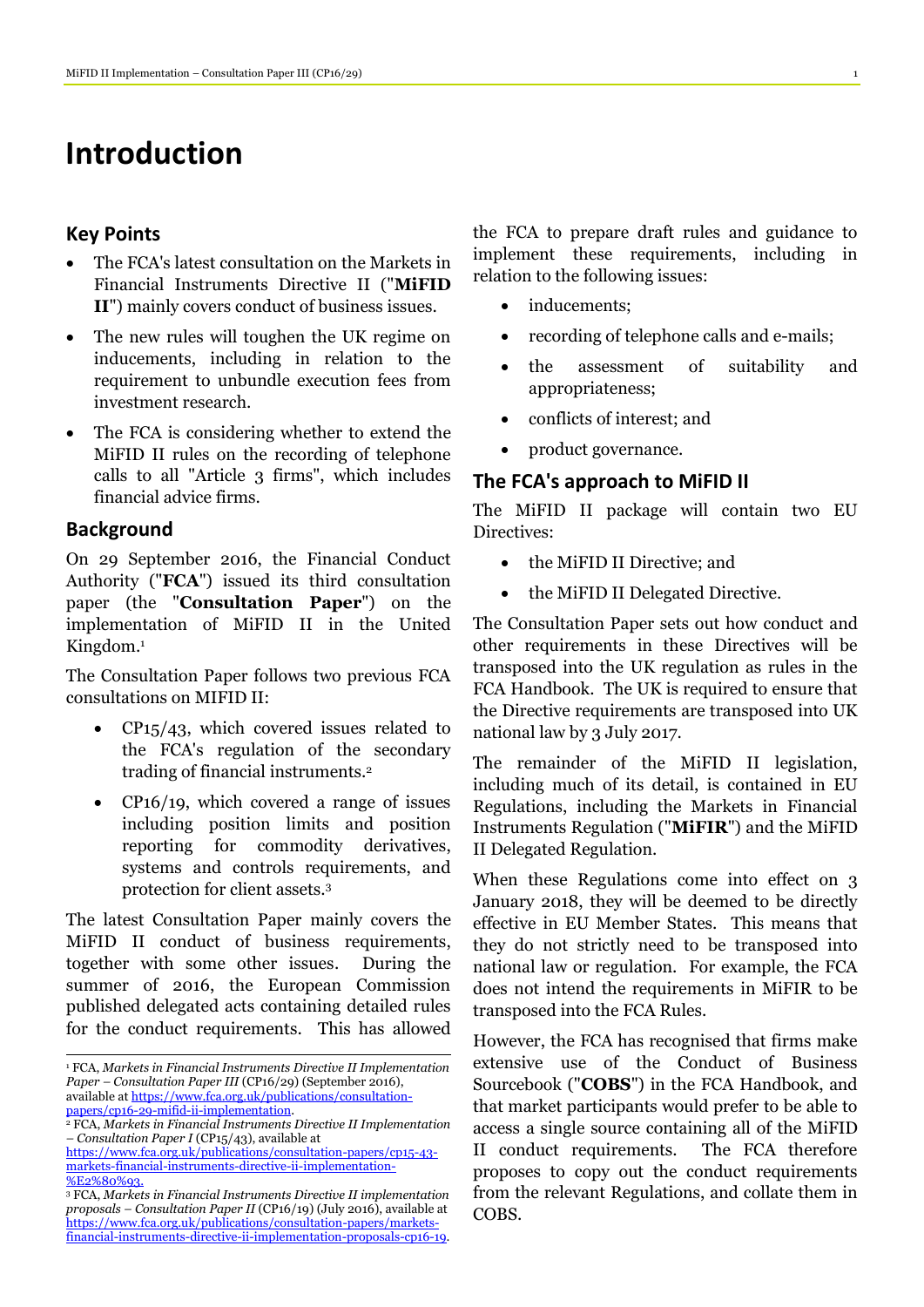# Introduction

## Key Points

- The FCA's latest consultation on the Markets in Financial Instruments Directive II ("**MiFID II**") mainly covers conduct of business issues.
- The new rules will toughen the UK regime on inducements, including in relation to the requirement to unbundle execution fees from investment research.
- The FCA is considering whether to extend the MiFID II rules on the recording of telephone calls to all "Article 3 firms", which includes financial advice firms.

## Background

On 29 September 2016, the Financial Conduct Authority ("**FCA**") issued its third consultation paper (the "**Consultation Paper**") on the implementation of MiFID II in the United Kingdom.[1]

The Consultation Paper follows two previous FCA consultations on MIFID II:

- CP15/43, which covered issues related to the FCA's regulation of the secondary trading of financial instruments.[2]
- CP16/19, which covered a range of issues including position limits and position reporting for commodity derivatives, systems and controls requirements, and protection for client assets.[3]

The latest Consultation Paper mainly covers the MiFID II conduct of business requirements, together with some other issues. During the summer of 2016, the European Commission published delegated acts containing detailed rules for the conduct requirements. This has allowed the FCA to prepare draft rules and guidance to implement these requirements, including in relation to the following issues:

- inducements;
- recording of telephone calls and e-mails;
- the assessment of suitability and appropriateness;
- conflicts of interest; and
- product governance.

## The FCA's approach to MiFID II

The MiFID II package will contain two EU Directives:

- the MiFID II Directive; and
- the MiFID II Delegated Directive.

The Consultation Paper sets out how conduct and other requirements in these Directives will be transposed into the UK regulation as rules in the FCA Handbook. The UK is required to ensure that the Directive requirements are transposed into UK national law by 3 July 2017.

The remainder of the MiFID II legislation, including much of its detail, is contained in EU Regulations, including the Markets in Financial Instruments Regulation ("**MiFIR**") and the MiFID II Delegated Regulation.

When these Regulations come into effect on 3 January 2018, they will be deemed to be directly effective in EU Member States. This means that they do not strictly need to be transposed into national law or regulation. For example, the FCA does not intend the requirements in MiFIR to be transposed into the FCA Rules.

However, the FCA has recognised that firms make extensive use of the Conduct of Business Sourcebook ("**COBS**") in the FCA Handbook, and that market participants would prefer to be able to access a single source containing all of the MiFID II conduct requirements. The FCA therefore proposes to copy out the conduct requirements from the relevant Regulations, and collate them in COBS.

---

[1] FCA, *Markets in Financial Instruments Directive II Implementation Paper – Consultation Paper III* (CP16/29) (September 2016), available at https://www.fca.org.uk/publications/consultation-papers/cp16-29-mifid-ii-implementation.

[2] FCA, *Markets in Financial Instruments Directive II Implementation – Consultation Paper I* (CP15/43), available at https://www.fca.org.uk/publications/consultation-papers/cp15-43-markets-financial-instruments-directive-ii-implementation-%E2%80%93.

[3] FCA, *Markets in Financial Instruments Directive II implementation proposals – Consultation Paper II* (CP16/19) (July 2016), available at https://www.fca.org.uk/publications/consultation-papers/markets-financial-instruments-directive-ii-implementation-proposals-cp16-19.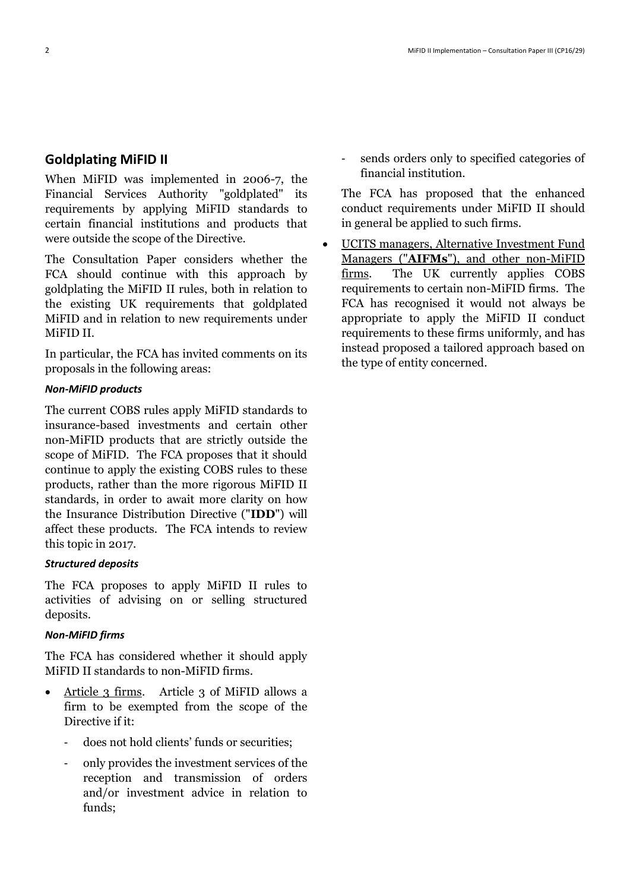## Goldplating MiFID II

When MiFID was implemented in 2006-7, the Financial Services Authority "goldplated" its requirements by applying MiFID standards to certain financial institutions and products that were outside the scope of the Directive.

The Consultation Paper considers whether the FCA should continue with this approach by goldplating the MiFID II rules, both in relation to the existing UK requirements that goldplated MiFID and in relation to new requirements under MiFID II.

In particular, the FCA has invited comments on its proposals in the following areas:

### *Non-MiFID products*

The current COBS rules apply MiFID standards to insurance-based investments and certain other non-MiFID products that are strictly outside the scope of MiFID. The FCA proposes that it should continue to apply the existing COBS rules to these products, rather than the more rigorous MiFID II standards, in order to await more clarity on how the Insurance Distribution Directive ("**IDD**") will affect these products. The FCA intends to review this topic in 2017.

### *Structured deposits*

The FCA proposes to apply MiFID II rules to activities of advising on or selling structured deposits.

### *Non-MiFID firms*

The FCA has considered whether it should apply MiFID II standards to non-MiFID firms.

- Article 3 firms. Article 3 of MiFID allows a firm to be exempted from the scope of the Directive if it:
  - does not hold clients' funds or securities;
  - only provides the investment services of the reception and transmission of orders and/or investment advice in relation to funds;
  - sends orders only to specified categories of financial institution.

  The FCA has proposed that the enhanced conduct requirements under MiFID II should in general be applied to such firms.
- UCITS managers, Alternative Investment Fund Managers ("**AIFMs**"), and other non-MiFID firms. The UK currently applies COBS requirements to certain non-MiFID firms. The FCA has recognised it would not always be appropriate to apply the MiFID II conduct requirements to these firms uniformly, and has instead proposed a tailored approach based on the type of entity concerned.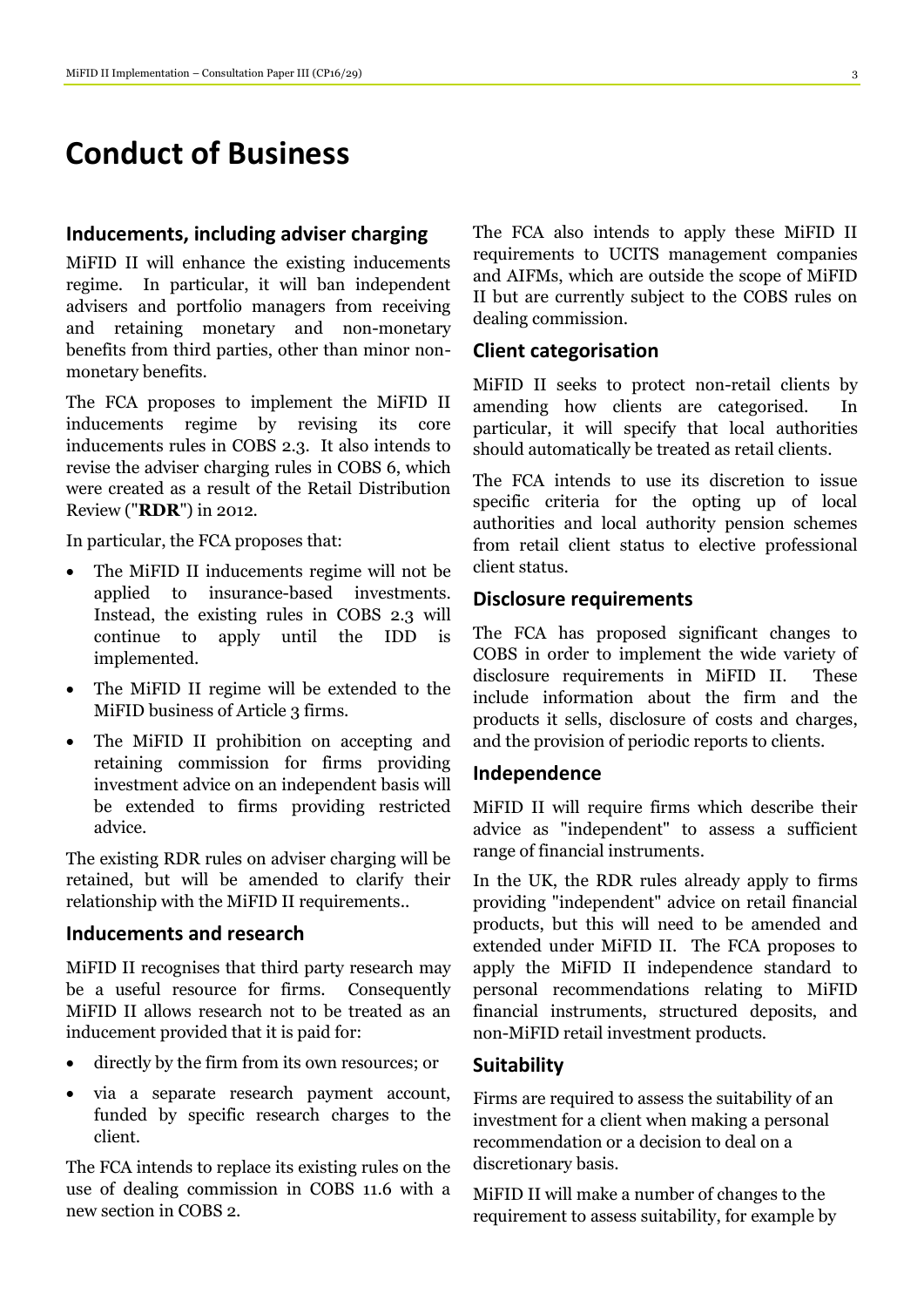# Conduct of Business

## Inducements, including adviser charging

MiFID II will enhance the existing inducements regime. In particular, it will ban independent advisers and portfolio managers from receiving and retaining monetary and non-monetary benefits from third parties, other than minor non-monetary benefits.

The FCA proposes to implement the MiFID II inducements regime by revising its core inducements rules in COBS 2.3. It also intends to revise the adviser charging rules in COBS 6, which were created as a result of the Retail Distribution Review ("**RDR**") in 2012.

In particular, the FCA proposes that:

- The MiFID II inducements regime will not be applied to insurance-based investments. Instead, the existing rules in COBS 2.3 will continue to apply until the IDD is implemented.
- The MiFID II regime will be extended to the MiFID business of Article 3 firms.
- The MiFID II prohibition on accepting and retaining commission for firms providing investment advice on an independent basis will be extended to firms providing restricted advice.

The existing RDR rules on adviser charging will be retained, but will be amended to clarify their relationship with the MiFID II requirements..

## Inducements and research

MiFID II recognises that third party research may be a useful resource for firms. Consequently MiFID II allows research not to be treated as an inducement provided that it is paid for:

- directly by the firm from its own resources; or
- via a separate research payment account, funded by specific research charges to the client.

The FCA intends to replace its existing rules on the use of dealing commission in COBS 11.6 with a new section in COBS 2.

The FCA also intends to apply these MiFID II requirements to UCITS management companies and AIFMs, which are outside the scope of MiFID II but are currently subject to the COBS rules on dealing commission.

## Client categorisation

MiFID II seeks to protect non-retail clients by amending how clients are categorised. In particular, it will specify that local authorities should automatically be treated as retail clients.

The FCA intends to use its discretion to issue specific criteria for the opting up of local authorities and local authority pension schemes from retail client status to elective professional client status.

## Disclosure requirements

The FCA has proposed significant changes to COBS in order to implement the wide variety of disclosure requirements in MiFID II. These include information about the firm and the products it sells, disclosure of costs and charges, and the provision of periodic reports to clients.

## Independence

MiFID II will require firms which describe their advice as "independent" to assess a sufficient range of financial instruments.

In the UK, the RDR rules already apply to firms providing "independent" advice on retail financial products, but this will need to be amended and extended under MiFID II. The FCA proposes to apply the MiFID II independence standard to personal recommendations relating to MiFID financial instruments, structured deposits, and non-MiFID retail investment products.

## Suitability

Firms are required to assess the suitability of an investment for a client when making a personal recommendation or a decision to deal on a discretionary basis.

MiFID II will make a number of changes to the requirement to assess suitability, for example by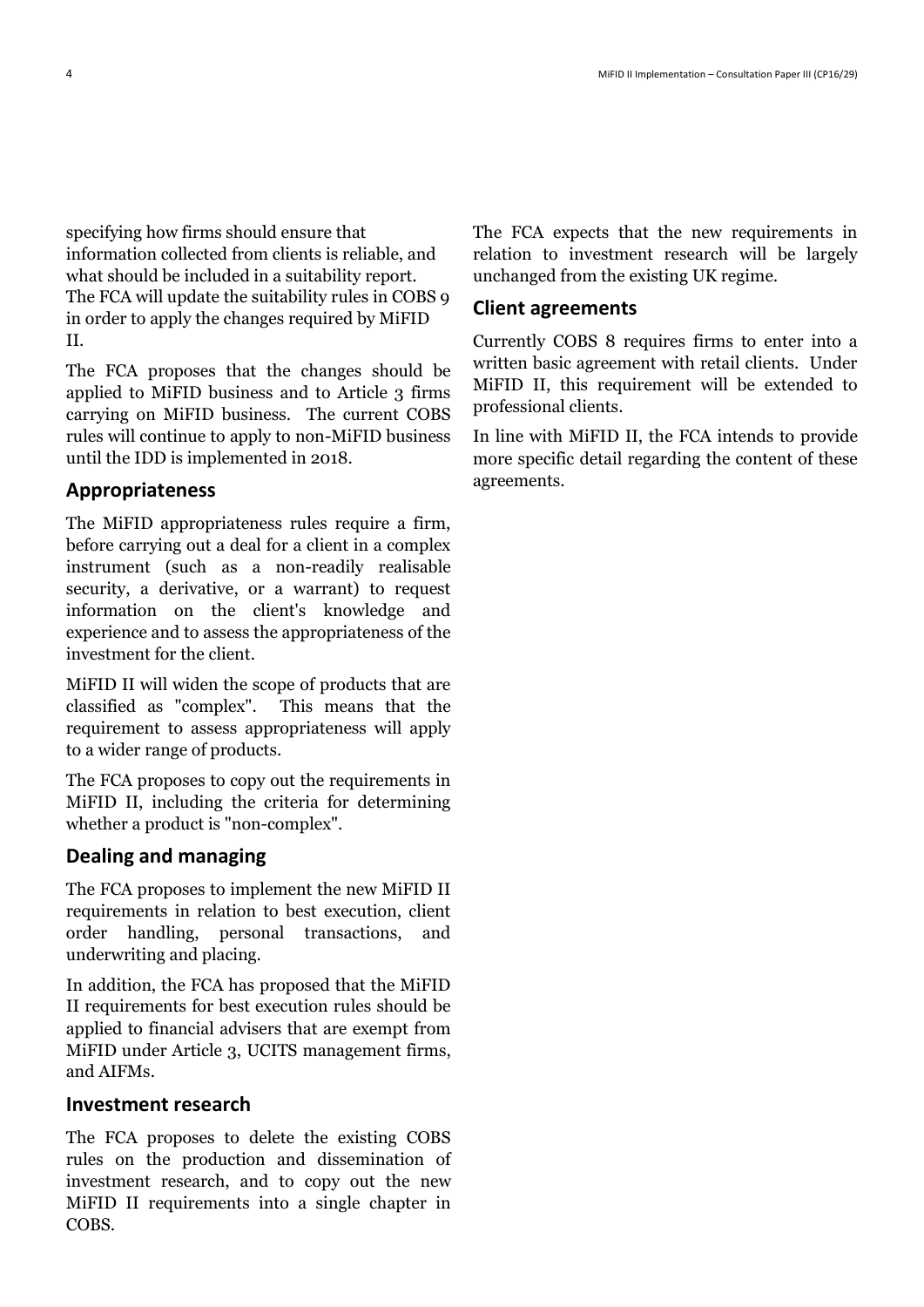specifying how firms should ensure that information collected from clients is reliable, and what should be included in a suitability report. The FCA will update the suitability rules in COBS 9 in order to apply the changes required by MiFID II.

The FCA proposes that the changes should be applied to MiFID business and to Article 3 firms carrying on MiFID business. The current COBS rules will continue to apply to non-MiFID business until the IDD is implemented in 2018.

## Appropriateness

The MiFID appropriateness rules require a firm, before carrying out a deal for a client in a complex instrument (such as a non-readily realisable security, a derivative, or a warrant) to request information on the client's knowledge and experience and to assess the appropriateness of the investment for the client.

MiFID II will widen the scope of products that are classified as "complex". This means that the requirement to assess appropriateness will apply to a wider range of products.

The FCA proposes to copy out the requirements in MiFID II, including the criteria for determining whether a product is "non-complex".

## Dealing and managing

The FCA proposes to implement the new MiFID II requirements in relation to best execution, client order handling, personal transactions, and underwriting and placing.

In addition, the FCA has proposed that the MiFID II requirements for best execution rules should be applied to financial advisers that are exempt from MiFID under Article 3, UCITS management firms, and AIFMs.

## Investment research

The FCA proposes to delete the existing COBS rules on the production and dissemination of investment research, and to copy out the new MiFID II requirements into a single chapter in COBS.

The FCA expects that the new requirements in relation to investment research will be largely unchanged from the existing UK regime.

## Client agreements

Currently COBS 8 requires firms to enter into a written basic agreement with retail clients. Under MiFID II, this requirement will be extended to professional clients.

In line with MiFID II, the FCA intends to provide more specific detail regarding the content of these agreements.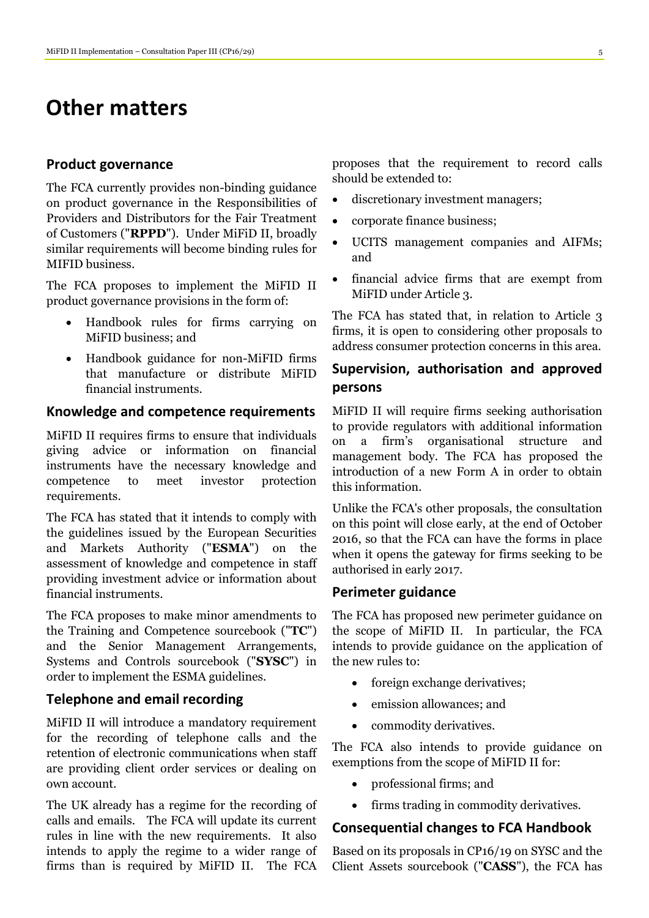# Other matters

## Product governance

The FCA currently provides non-binding guidance on product governance in the Responsibilities of Providers and Distributors for the Fair Treatment of Customers ("**RPPD**"). Under MiFiD II, broadly similar requirements will become binding rules for MIFID business.

The FCA proposes to implement the MiFID II product governance provisions in the form of:

- Handbook rules for firms carrying on MiFID business; and
- Handbook guidance for non-MiFID firms that manufacture or distribute MiFID financial instruments.

## Knowledge and competence requirements

MiFID II requires firms to ensure that individuals giving advice or information on financial instruments have the necessary knowledge and competence to meet investor protection requirements.

The FCA has stated that it intends to comply with the guidelines issued by the European Securities and Markets Authority ("**ESMA**") on the assessment of knowledge and competence in staff providing investment advice or information about financial instruments.

The FCA proposes to make minor amendments to the Training and Competence sourcebook ("**TC**") and the Senior Management Arrangements, Systems and Controls sourcebook ("**SYSC**") in order to implement the ESMA guidelines.

## Telephone and email recording

MiFID II will introduce a mandatory requirement for the recording of telephone calls and the retention of electronic communications when staff are providing client order services or dealing on own account.

The UK already has a regime for the recording of calls and emails. The FCA will update its current rules in line with the new requirements. It also intends to apply the regime to a wider range of firms than is required by MiFID II. The FCA proposes that the requirement to record calls should be extended to:

- discretionary investment managers;
- corporate finance business;
- UCITS management companies and AIFMs; and
- financial advice firms that are exempt from MiFID under Article 3.

The FCA has stated that, in relation to Article 3 firms, it is open to considering other proposals to address consumer protection concerns in this area.

## Supervision, authorisation and approved persons

MiFID II will require firms seeking authorisation to provide regulators with additional information on a firm's organisational structure and management body. The FCA has proposed the introduction of a new Form A in order to obtain this information.

Unlike the FCA's other proposals, the consultation on this point will close early, at the end of October 2016, so that the FCA can have the forms in place when it opens the gateway for firms seeking to be authorised in early 2017.

## Perimeter guidance

The FCA has proposed new perimeter guidance on the scope of MiFID II. In particular, the FCA intends to provide guidance on the application of the new rules to:

- foreign exchange derivatives;
- emission allowances; and
- commodity derivatives.

The FCA also intends to provide guidance on exemptions from the scope of MiFID II for:

- professional firms; and
- firms trading in commodity derivatives.

## Consequential changes to FCA Handbook

Based on its proposals in CP16/19 on SYSC and the Client Assets sourcebook ("**CASS**"), the FCA has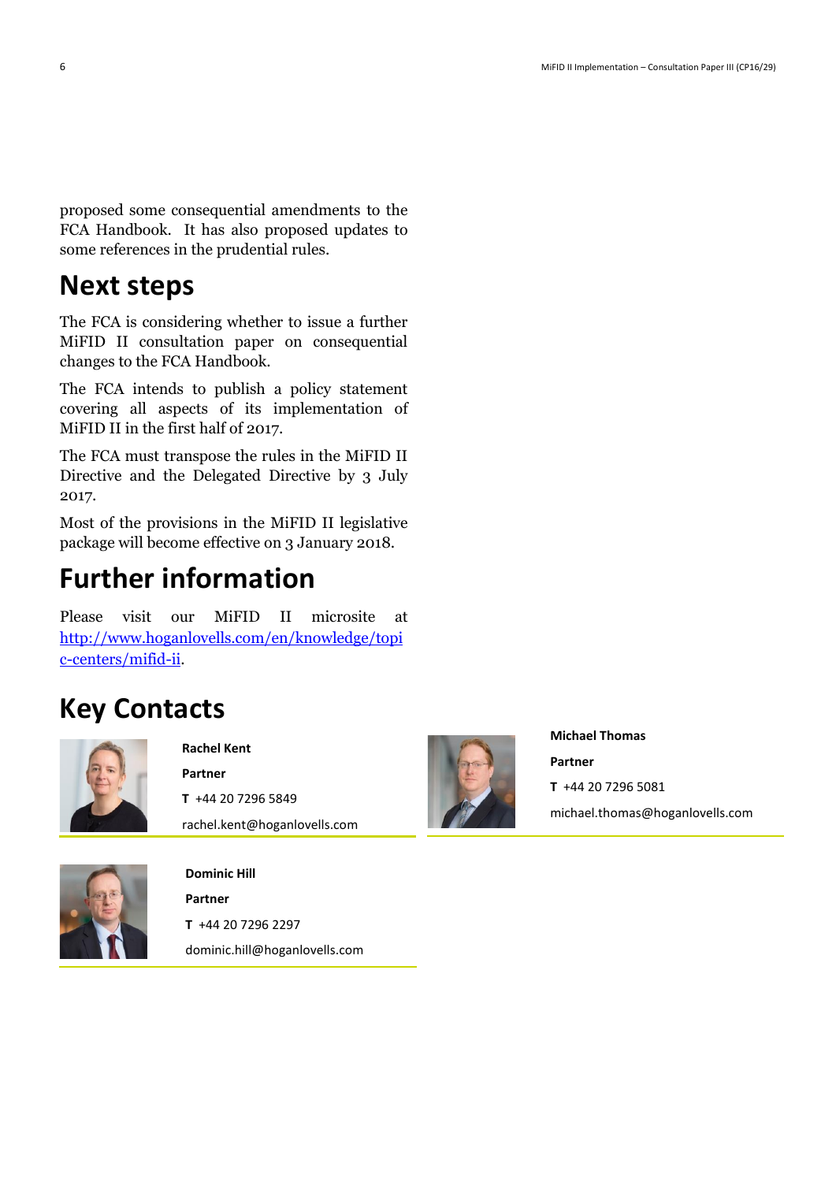proposed some consequential amendments to the FCA Handbook. It has also proposed updates to some references in the prudential rules.

## Next steps

The FCA is considering whether to issue a further MiFID II consultation paper on consequential changes to the FCA Handbook.

The FCA intends to publish a policy statement covering all aspects of its implementation of MiFID II in the first half of 2017.

The FCA must transpose the rules in the MiFID II Directive and the Delegated Directive by 3 July 2017.

Most of the provisions in the MiFID II legislative package will become effective on 3 January 2018.

## Further information

Please visit our MiFID II microsite at [http://www.hoganlovells.com/en/knowledge/topic-centers/mifid-ii](http://www.hoganlovells.com/en/knowledge/topic-centers/mifid-ii).

## Key Contacts

**Rachel Kent**
**Partner**
**T** +44 20 7296 5849
rachel.kent@hoganlovells.com

**Michael Thomas**
**Partner**
**T** +44 20 7296 5081
michael.thomas@hoganlovells.com

**Dominic Hill**
**Partner**
**T** +44 20 7296 2297
dominic.hill@hoganlovells.com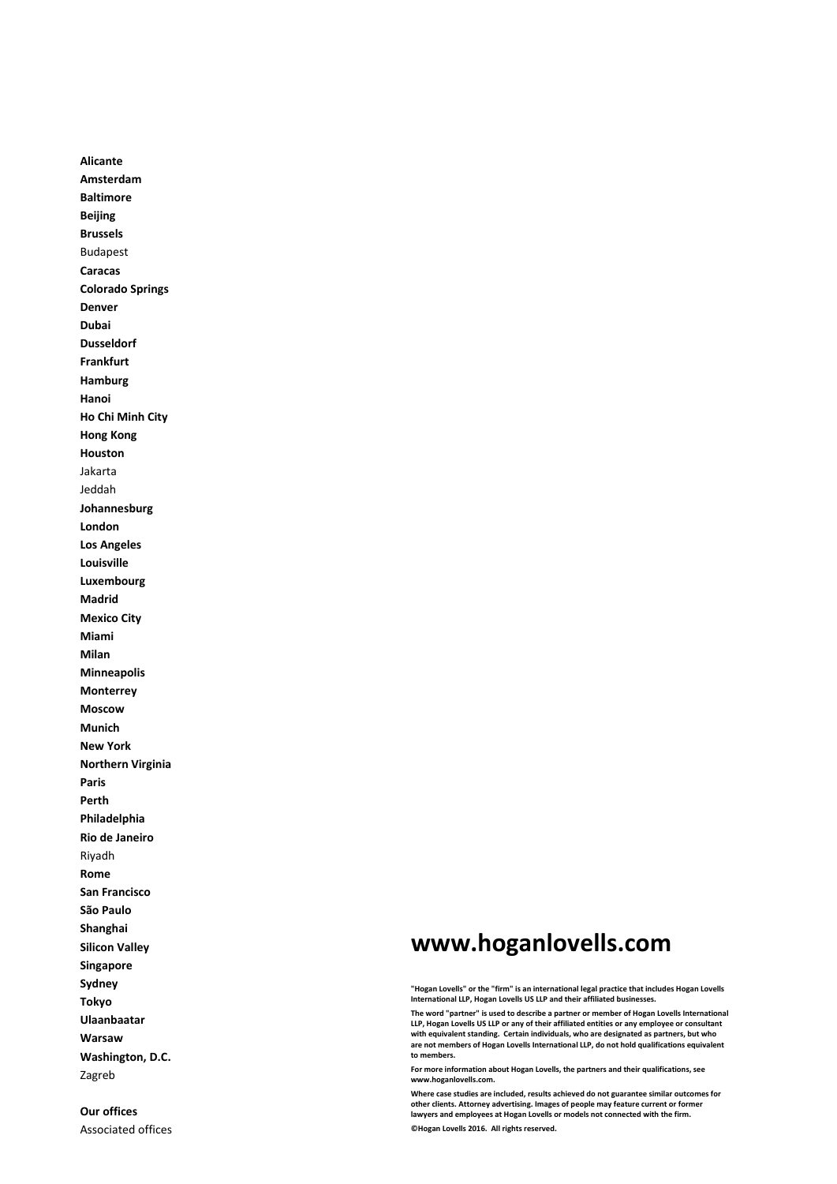**Alicante**
**Amsterdam**
**Baltimore**
**Beijing**
**Brussels**
Budapest
**Caracas**
**Colorado Springs**
**Denver**
**Dubai**
**Dusseldorf**
**Frankfurt**
**Hamburg**
**Hanoi**
**Ho Chi Minh City**
**Hong Kong**
**Houston**
Jakarta
Jeddah
**Johannesburg**
**London**
**Los Angeles**
**Louisville**
**Luxembourg**
**Madrid**
**Mexico City**
**Miami**
**Milan**
**Minneapolis**
**Monterrey**
**Moscow**
**Munich**
**New York**
**Northern Virginia**
**Paris**
**Perth**
**Philadelphia**
**Rio de Janeiro**
Riyadh
**Rome**
**San Francisco**
**São Paulo**
**Shanghai**
**Silicon Valley**
**Singapore**
**Sydney**
**Tokyo**
**Ulaanbaatar**
**Warsaw**
**Washington, D.C.**
Zagreb

**Our offices**
Associated offices

# www.hoganlovells.com

**"Hogan Lovells" or the "firm" is an international legal practice that includes Hogan Lovells International LLP, Hogan Lovells US LLP and their affiliated businesses.**

**The word "partner" is used to describe a partner or member of Hogan Lovells International LLP, Hogan Lovells US LLP or any of their affiliated entities or any employee or consultant with equivalent standing. Certain individuals, who are designated as partners, but who are not members of Hogan Lovells International LLP, do not hold qualifications equivalent to members.**

**For more information about Hogan Lovells, the partners and their qualifications, see www.hoganlovells.com.**

**Where case studies are included, results achieved do not guarantee similar outcomes for other clients. Attorney advertising. Images of people may feature current or former lawyers and employees at Hogan Lovells or models not connected with the firm.**

**©Hogan Lovells 2016. All rights reserved.**